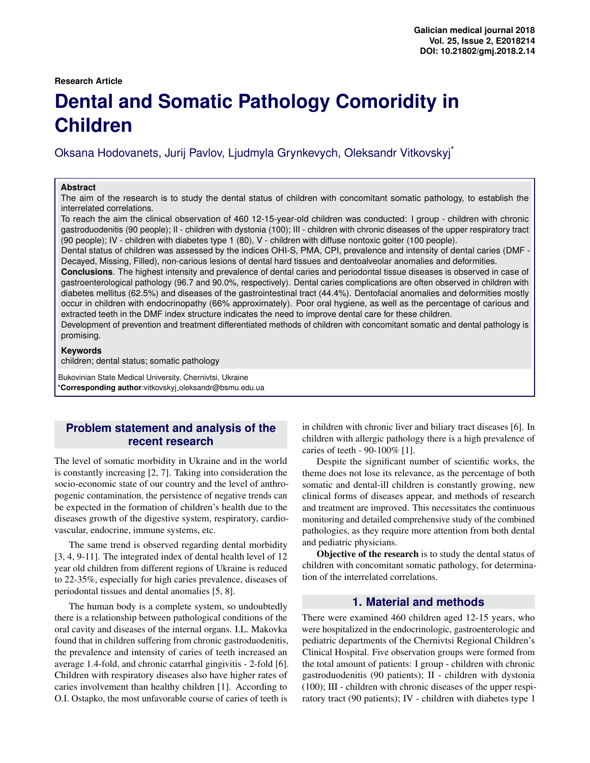Research Article

# Dental and Somatic Pathology Comoridity in Children

Oksana Hodovanets, Jurij Pavlov, Ljudmyla Grynkevych, Oleksandr Vitkovskyj*

**Abstract**

The aim of the research is to study the dental status of children with concomitant somatic pathology, to establish the interrelated correlations.

To reach the aim the clinical observation of 460 12-15-year-old children was conducted: I group - children with chronic gastroduodenitis (90 people); II - children with dystonia (100); III - children with chronic diseases of the upper respiratory tract (90 people); IV - children with diabetes type 1 (80), V - children with diffuse nontoxic goiter (100 people).

Dental status of children was assessed by the indices OHI-S, PMA, CPI, prevalence and intensity of dental caries (DMF - Decayed, Missing, Filled), non-carious lesions of dental hard tissues and dentoalveolar anomalies and deformities.

**Conclusions**. The highest intensity and prevalence of dental caries and periodontal tissue diseases is observed in case of gastroenterological pathology (96.7 and 90.0%, respectively). Dental caries complications are often observed in children with diabetes mellitus (62.5%) and diseases of the gastrointestinal tract (44.4%). Dentofacial anomalies and deformities mostly occur in children with endocrinopathy (66% approximately). Poor oral hygiene, as well as the percentage of carious and extracted teeth in the DMF index structure indicates the need to improve dental care for these children.

Development of prevention and treatment differentiated methods of children with concomitant somatic and dental pathology is promising.

**Keywords**

children; dental status; somatic pathology

Bukovinian State Medical University, Chernivtsi, Ukraine

***Corresponding author**:vitkovskyj_oleksandr@bsmu.edu.ua

## Problem statement and analysis of the recent research

The level of somatic morbidity in Ukraine and in the world is constantly increasing [2, 7]. Taking into consideration the socio-economic state of our country and the level of anthropogenic contamination, the persistence of negative trends can be expected in the formation of children's health due to the diseases growth of the digestive system, respiratory, cardiovascular, endocrine, immune systems, etc.

The same trend is observed regarding dental morbidity [3, 4, 9-11]. The integrated index of dental health level of 12 year old children from different regions of Ukraine is reduced to 22-35%, especially for high caries prevalence, diseases of periodontal tissues and dental anomalies [5, 8].

The human body is a complete system, so undoubtedly there is a relationship between pathological conditions of the oral cavity and diseases of the internal organs. I.L. Makovka found that in children suffering from chronic gastroduodenitis, the prevalence and intensity of caries of teeth increased an average 1.4-fold, and chronic catarrhal gingivitis - 2-fold [6]. Children with respiratory diseases also have higher rates of caries involvement than healthy children [1]. According to O.I. Ostapko, the most unfavorable course of caries of teeth is in children with chronic liver and biliary tract diseases [6]. In children with allergic pathology there is a high prevalence of caries of teeth - 90-100% [1].

Despite the significant number of scientific works, the theme does not lose its relevance, as the percentage of both somatic and dental-ill children is constantly growing, new clinical forms of diseases appear, and methods of research and treatment are improved. This necessitates the continuous monitoring and detailed comprehensive study of the combined pathologies, as they require more attention from both dental and pediatric physicians.

**Objective of the research** is to study the dental status of children with concomitant somatic pathology, for determination of the interrelated correlations.

## 1. Material and methods

There were examined 460 children aged 12-15 years, who were hospitalized in the endocrinologic, gastroenterologic and pediatric departments of the Chernivtsi Regional Children's Clinical Hospital. Five observation groups were formed from the total amount of patients: I group - children with chronic gastroduodenitis (90 patients); II - children with dystonia (100); III - children with chronic diseases of the upper respiratory tract (90 patients); IV - children with diabetes type 1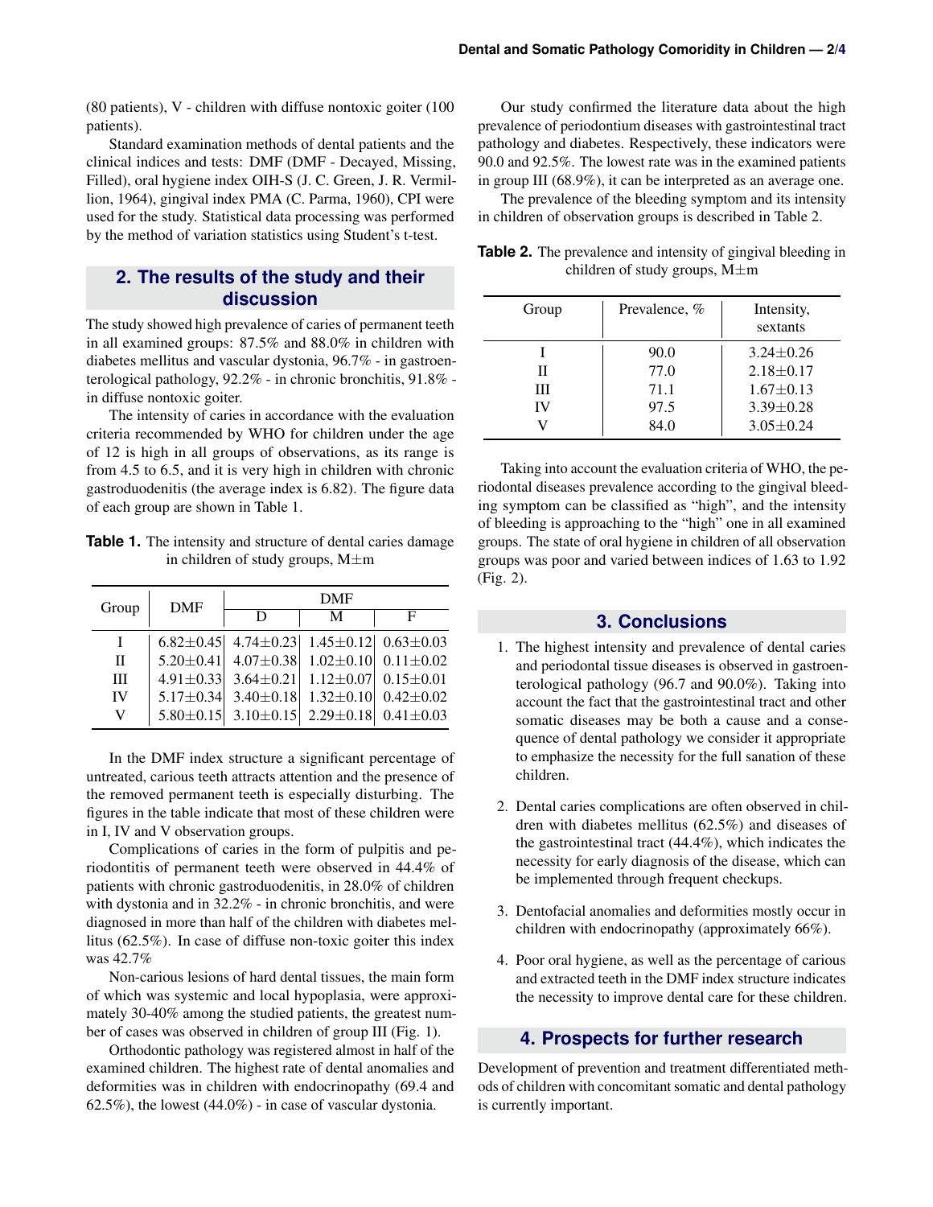(80 patients), V - children with diffuse nontoxic goiter (100 patients).

Standard examination methods of dental patients and the clinical indices and tests: DMF (DMF - Decayed, Missing, Filled), oral hygiene index OIH-S (J. C. Green, J. R. Vermillion, 1964), gingival index PMA (C. Parma, 1960), CPI were used for the study. Statistical data processing was performed by the method of variation statistics using Student's t-test.

## 2. The results of the study and their discussion

The study showed high prevalence of caries of permanent teeth in all examined groups: 87.5% and 88.0% in children with diabetes mellitus and vascular dystonia, 96.7% - in gastroenterological pathology, 92.2% - in chronic bronchitis, 91.8% - in diffuse nontoxic goiter.

The intensity of caries in accordance with the evaluation criteria recommended by WHO for children under the age of 12 is high in all groups of observations, as its range is from 4.5 to 6.5, and it is very high in children with chronic gastroduodenitis (the average index is 6.82). The figure data of each group are shown in Table 1.

**Table 1.** The intensity and structure of dental caries damage in children of study groups, M±m

| Group | DMF | DMF | | |
|---|---|---|---|---|
| | | D | M | F |
| I | 6.82±0.45 | 4.74±0.23 | 1.45±0.12 | 0.63±0.03 |
| II | 5.20±0.41 | 4.07±0.38 | 1.02±0.10 | 0.11±0.02 |
| III | 4.91±0.33 | 3.64±0.21 | 1.12±0.07 | 0.15±0.01 |
| IV | 5.17±0.34 | 3.40±0.18 | 1.32±0.10 | 0.42±0.02 |
| V | 5.80±0.15 | 3.10±0.15 | 2.29±0.18 | 0.41±0.03 |

In the DMF index structure a significant percentage of untreated, carious teeth attracts attention and the presence of the removed permanent teeth is especially disturbing. The figures in the table indicate that most of these children were in I, IV and V observation groups.

Complications of caries in the form of pulpitis and periodontitis of permanent teeth were observed in 44.4% of patients with chronic gastroduodenitis, in 28.0% of children with dystonia and in 32.2% - in chronic bronchitis, and were diagnosed in more than half of the children with diabetes mellitus (62.5%). In case of diffuse non-toxic goiter this index was 42.7%

Non-carious lesions of hard dental tissues, the main form of which was systemic and local hypoplasia, were approximately 30-40% among the studied patients, the greatest number of cases was observed in children of group III (Fig. 1).

Orthodontic pathology was registered almost in half of the examined children. The highest rate of dental anomalies and deformities was in children with endocrinopathy (69.4 and 62.5%), the lowest (44.0%) - in case of vascular dystonia.

Our study confirmed the literature data about the high prevalence of periodontium diseases with gastrointestinal tract pathology and diabetes. Respectively, these indicators were 90.0 and 92.5%. The lowest rate was in the examined patients in group III (68.9%), it can be interpreted as an average one.

The prevalence of the bleeding symptom and its intensity in children of observation groups is described in Table 2.

**Table 2.** The prevalence and intensity of gingival bleeding in children of study groups, M±m

| Group | Prevalence, % | Intensity, sextants |
|---|---|---|
| I | 90.0 | 3.24±0.26 |
| II | 77.0 | 2.18±0.17 |
| III | 71.1 | 1.67±0.13 |
| IV | 97.5 | 3.39±0.28 |
| V | 84.0 | 3.05±0.24 |

Taking into account the evaluation criteria of WHO, the periodontal diseases prevalence according to the gingival bleeding symptom can be classified as "high", and the intensity of bleeding is approaching to the "high" one in all examined groups. The state of oral hygiene in children of all observation groups was poor and varied between indices of 1.63 to 1.92 (Fig. 2).

## 3. Conclusions

1. The highest intensity and prevalence of dental caries and periodontal tissue diseases is observed in gastroenterological pathology (96.7 and 90.0%). Taking into account the fact that the gastrointestinal tract and other somatic diseases may be both a cause and a consequence of dental pathology we consider it appropriate to emphasize the necessity for the full sanation of these children.

2. Dental caries complications are often observed in children with diabetes mellitus (62.5%) and diseases of the gastrointestinal tract (44.4%), which indicates the necessity for early diagnosis of the disease, which can be implemented through frequent checkups.

3. Dentofacial anomalies and deformities mostly occur in children with endocrinopathy (approximately 66%).

4. Poor oral hygiene, as well as the percentage of carious and extracted teeth in the DMF index structure indicates the necessity to improve dental care for these children.

## 4. Prospects for further research

Development of prevention and treatment differentiated methods of children with concomitant somatic and dental pathology is currently important.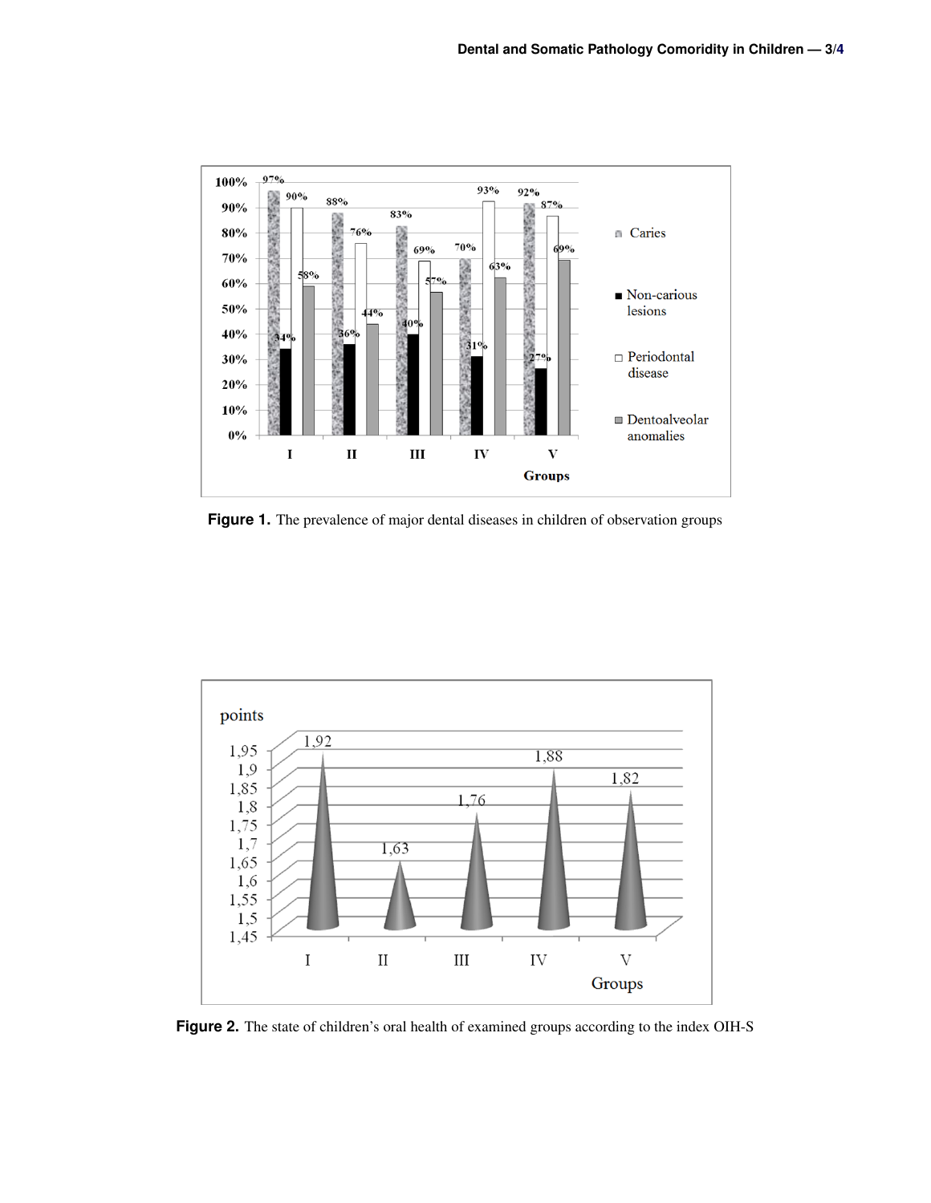Figure 1. The prevalence of major dental diseases in children of observation groups

Figure 2. The state of children's oral health of examined groups according to the index OIH-S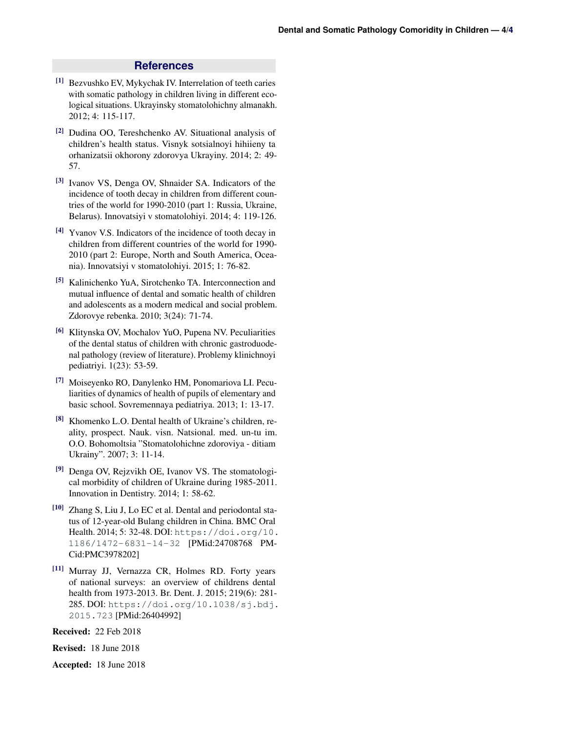## References

[1] Bezvushko EV, Mykychak IV. Interrelation of teeth caries with somatic pathology in children living in different ecological situations. Ukrayinsky stomatolohichny almanakh. 2012; 4: 115-117.

[2] Dudina OO, Tereshchenko AV. Situational analysis of children's health status. Visnyk sotsialnoyi hihiieny ta orhanizatsii okhorony zdorovya Ukrayiny. 2014; 2: 49-57.

[3] Ivanov VS, Denga OV, Shnaider SA. Indicators of the incidence of tooth decay in children from different countries of the world for 1990-2010 (part 1: Russia, Ukraine, Belarus). Innovatsiyi v stomatolohiyi. 2014; 4: 119-126.

[4] Yvanov V.S. Indicators of the incidence of tooth decay in children from different countries of the world for 1990-2010 (part 2: Europe, North and South America, Oceania). Innovatsiyi v stomatolohiyi. 2015; 1: 76-82.

[5] Kalinichenko YuA, Sirotchenko TA. Interconnection and mutual influence of dental and somatic health of children and adolescents as a modern medical and social problem. Zdorovye rebenka. 2010; 3(24): 71-74.

[6] Klitynska OV, Mochalov YuO, Pupena NV. Peculiarities of the dental status of children with chronic gastroduodenal pathology (review of literature). Problemy klinichnoyi pediatriyi. 1(23): 53-59.

[7] Moiseyenko RO, Danylenko HM, Ponomariova LI. Peculiarities of dynamics of health of pupils of elementary and basic school. Sovremennaya pediatriya. 2013; 1: 13-17.

[8] Khomenko L.O. Dental health of Ukraine's children, reality, prospect. Nauk. visn. Natsional. med. un-tu im. O.O. Bohomoltsia "Stomatolohichne zdoroviya - ditiam Ukrainy". 2007; 3: 11-14.

[9] Denga OV, Rejzvikh OE, Ivanov VS. The stomatological morbidity of children of Ukraine during 1985-2011. Innovation in Dentistry. 2014; 1: 58-62.

[10] Zhang S, Liu J, Lo EC et al. Dental and periodontal status of 12-year-old Bulang children in China. BMC Oral Health. 2014; 5: 32-48. DOI: https://doi.org/10.1186/1472-6831-14-32 [PMid:24708768 PMCid:PMC3978202]

[11] Murray JJ, Vernazza CR, Holmes RD. Forty years of national surveys: an overview of childrens dental health from 1973-2013. Br. Dent. J. 2015; 219(6): 281-285. DOI: https://doi.org/10.1038/sj.bdj.2015.723 [PMid:26404992]

**Received:** 22 Feb 2018

**Revised:** 18 June 2018

**Accepted:** 18 June 2018